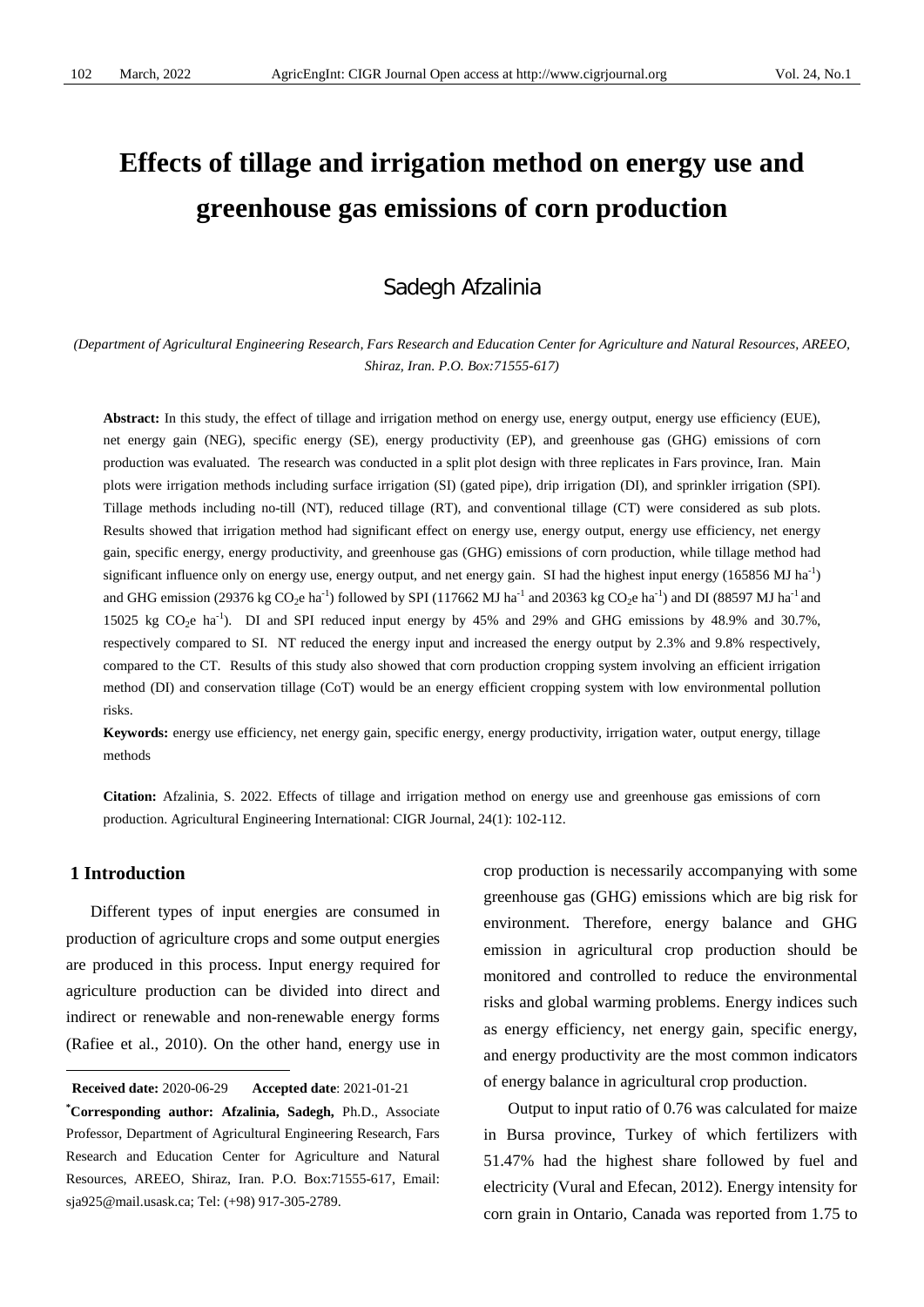# Effects of tillage and irrigation method on energy use and greenhouse gas emissions of corn production

Sadegh Afzalinia

*(Department of Agricultural Engineering Research, Fars Research and Education Center for Agriculture and Natural Resources, AREEO, Shiraz, Iran. P.O. Box:71555-617)*

**Abstract:** In this study, the effect of tillage and irrigation method on energy use, energy output, energy use efficiency (EUE), net energy gain (NEG), specific energy (SE), energy productivity (EP), and greenhouse gas (GHG) emissions of corn production was evaluated. The research was conducted in a split plot design with three replicates in Fars province, Iran. Main plots were irrigation methods including surface irrigation (SI) (gated pipe), drip irrigation (DI), and sprinkler irrigation (SPI). Tillage methods including no-till (NT), reduced tillage (RT), and conventional tillage (CT) were considered as sub plots. Results showed that irrigation method had significant effect on energy use, energy output, energy use efficiency, net energy gain, specific energy, energy productivity, and greenhouse gas (GHG) emissions of corn production, while tillage method had significant influence only on energy use, energy output, and net energy gain. SI had the highest input energy (165856 MJ $ha^{-1}$) and GHG emission (29376 kg $CO_2e$ $ha^{-1}$) followed by SPI (117662 MJ $ha^{-1}$ and 20363 kg $CO_2e$ $ha^{-1}$) and DI (88597 MJ $ha^{-1}$ and 15025 kg $CO_2e$ $ha^{-1}$). DI and SPI reduced input energy by 45% and 29% and GHG emissions by 48.9% and 30.7%, respectively compared to SI. NT reduced the energy input and increased the energy output by 2.3% and 9.8% respectively, compared to the CT. Results of this study also showed that corn production cropping system involving an efficient irrigation method (DI) and conservation tillage (CoT) would be an energy efficient cropping system with low environmental pollution risks.

**Keywords:** energy use efficiency, net energy gain, specific energy, energy productivity, irrigation water, output energy, tillage methods

**Citation:** Afzalinia, S. 2022. Effects of tillage and irrigation method on energy use and greenhouse gas emissions of corn production. Agricultural Engineering International: CIGR Journal, 24(1): 102-112.

## 1 Introduction

Different types of input energies are consumed in production of agriculture crops and some output energies are produced in this process. Input energy required for agriculture production can be divided into direct and indirect or renewable and non-renewable energy forms (Rafiee et al., 2010). On the other hand, energy use in crop production is necessarily accompanying with some greenhouse gas (GHG) emissions which are big risk for environment. Therefore, energy balance and GHG emission in agricultural crop production should be monitored and controlled to reduce the environmental risks and global warming problems. Energy indices such as energy efficiency, net energy gain, specific energy, and energy productivity are the most common indicators of energy balance in agricultural crop production.

Output to input ratio of 0.76 was calculated for maize in Bursa province, Turkey of which fertilizers with 51.47% had the highest share followed by fuel and electricity (Vural and Efecan, 2012). Energy intensity for corn grain in Ontario, Canada was reported from 1.75 to

**Received date:** 2020-06-29 **Accepted date**: 2021-01-21

**\*Corresponding author: Afzalinia, Sadegh,** Ph.D., Associate Professor, Department of Agricultural Engineering Research, Fars Research and Education Center for Agriculture and Natural Resources, AREEO, Shiraz, Iran. P.O. Box:71555-617, Email: sja925@mail.usask.ca; Tel: (+98) 917-305-2789.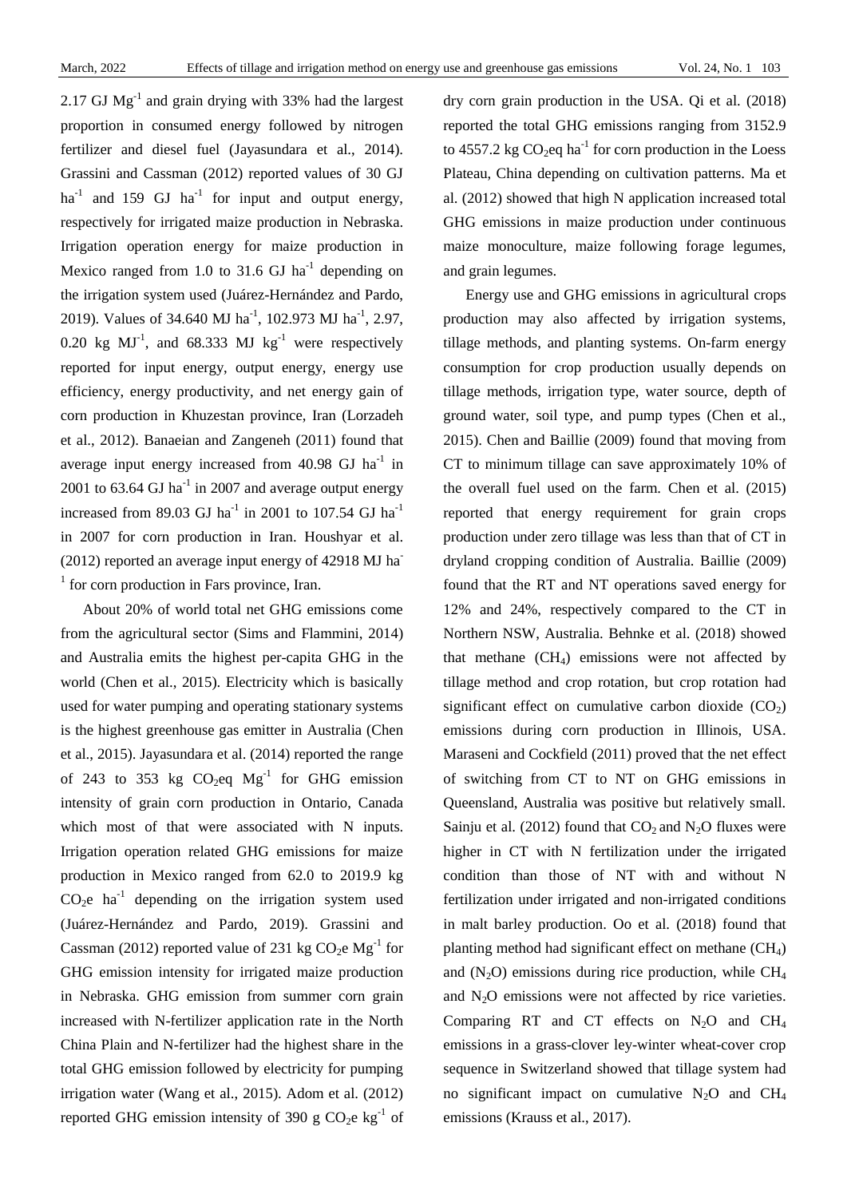2.17 GJ $Mg^{-1}$ and grain drying with 33% had the largest proportion in consumed energy followed by nitrogen fertilizer and diesel fuel (Jayasundara et al., 2014). Grassini and Cassman (2012) reported values of 30 GJ $ha^{-1}$ and 159 GJ $ha^{-1}$ for input and output energy, respectively for irrigated maize production in Nebraska. Irrigation operation energy for maize production in Mexico ranged from 1.0 to 31.6 GJ $ha^{-1}$ depending on the irrigation system used (Juárez-Hernández and Pardo, 2019). Values of 34.640 MJ $ha^{-1}$, 102.973 MJ $ha^{-1}$, 2.97, 0.20 kg $MJ^{-1}$, and 68.333 MJ $kg^{-1}$ were respectively reported for input energy, output energy, energy use efficiency, energy productivity, and net energy gain of corn production in Khuzestan province, Iran (Lorzadeh et al., 2012). Banaeian and Zangeneh (2011) found that average input energy increased from 40.98 GJ $ha^{-1}$ in 2001 to 63.64 GJ $ha^{-1}$ in 2007 and average output energy increased from 89.03 GJ $ha^{-1}$ in 2001 to 107.54 GJ $ha^{-1}$ in 2007 for corn production in Iran. Houshyar et al. (2012) reported an average input energy of 42918 MJ $ha^{-1}$ for corn production in Fars province, Iran.

About 20% of world total net GHG emissions come from the agricultural sector (Sims and Flammini, 2014) and Australia emits the highest per-capita GHG in the world (Chen et al., 2015). Electricity which is basically used for water pumping and operating stationary systems is the highest greenhouse gas emitter in Australia (Chen et al., 2015). Jayasundara et al. (2014) reported the range of 243 to 353 kg $CO_2$eq $Mg^{-1}$ for GHG emission intensity of grain corn production in Ontario, Canada which most of that were associated with N inputs. Irrigation operation related GHG emissions for maize production in Mexico ranged from 62.0 to 2019.9 kg $CO_2$e $ha^{-1}$ depending on the irrigation system used (Juárez-Hernández and Pardo, 2019). Grassini and Cassman (2012) reported value of 231 kg $CO_2$e $Mg^{-1}$ for GHG emission intensity for irrigated maize production in Nebraska. GHG emission from summer corn grain increased with N-fertilizer application rate in the North China Plain and N-fertilizer had the highest share in the total GHG emission followed by electricity for pumping irrigation water (Wang et al., 2015). Adom et al. (2012) reported GHG emission intensity of 390 g $CO_2$e $kg^{-1}$ of dry corn grain production in the USA. Qi et al. (2018) reported the total GHG emissions ranging from 3152.9 to 4557.2 kg $CO_2$eq $ha^{-1}$ for corn production in the Loess Plateau, China depending on cultivation patterns. Ma et al. (2012) showed that high N application increased total GHG emissions in maize production under continuous maize monoculture, maize following forage legumes, and grain legumes.

Energy use and GHG emissions in agricultural crops production may also affected by irrigation systems, tillage methods, and planting systems. On-farm energy consumption for crop production usually depends on tillage methods, irrigation type, water source, depth of ground water, soil type, and pump types (Chen et al., 2015). Chen and Baillie (2009) found that moving from CT to minimum tillage can save approximately 10% of the overall fuel used on the farm. Chen et al. (2015) reported that energy requirement for grain crops production under zero tillage was less than that of CT in dryland cropping condition of Australia. Baillie (2009) found that the RT and NT operations saved energy for 12% and 24%, respectively compared to the CT in Northern NSW, Australia. Behnke et al. (2018) showed that methane ($CH_4$) emissions were not affected by tillage method and crop rotation, but crop rotation had significant effect on cumulative carbon dioxide ($CO_2$) emissions during corn production in Illinois, USA. Maraseni and Cockfield (2011) proved that the net effect of switching from CT to NT on GHG emissions in Queensland, Australia was positive but relatively small. Sainju et al. (2012) found that $CO_2$ and $N_2O$ fluxes were higher in CT with N fertilization under the irrigated condition than those of NT with and without N fertilization under irrigated and non-irrigated conditions in malt barley production. Oo et al. (2018) found that planting method had significant effect on methane ($CH_4$) and ($N_2O$) emissions during rice production, while $CH_4$ and $N_2O$ emissions were not affected by rice varieties. Comparing RT and CT effects on $N_2O$ and $CH_4$ emissions in a grass-clover ley-winter wheat-cover crop sequence in Switzerland showed that tillage system had no significant impact on cumulative $N_2O$ and $CH_4$ emissions (Krauss et al., 2017).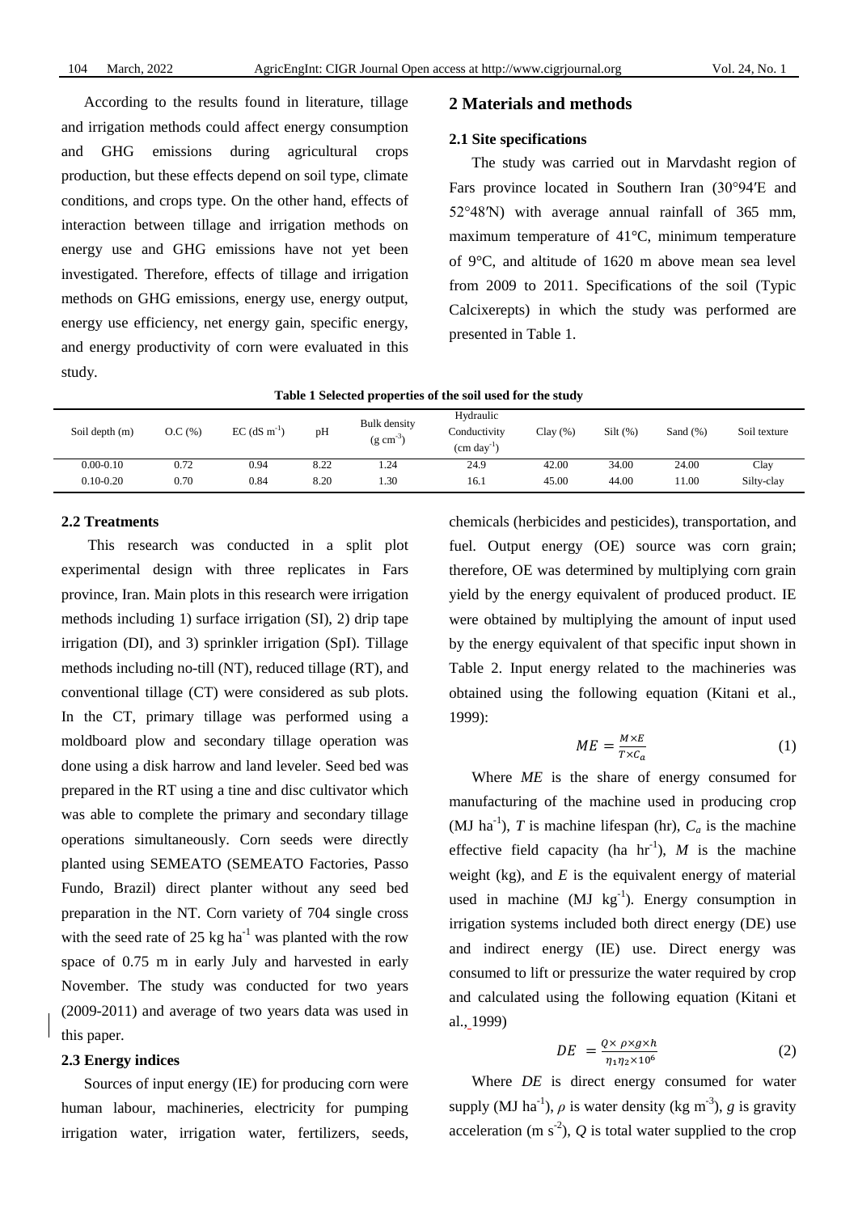According to the results found in literature, tillage and irrigation methods could affect energy consumption and GHG emissions during agricultural crops production, but these effects depend on soil type, climate conditions, and crops type. On the other hand, effects of interaction between tillage and irrigation methods on energy use and GHG emissions have not yet been investigated. Therefore, effects of tillage and irrigation methods on GHG emissions, energy use, energy output, energy use efficiency, net energy gain, specific energy, and energy productivity of corn were evaluated in this study.

## 2 Materials and methods

### 2.1 Site specifications

The study was carried out in Marvdasht region of Fars province located in Southern Iran (30°94′E and 52°48′N) with average annual rainfall of 365 mm, maximum temperature of 41°C, minimum temperature of 9°C, and altitude of 1620 m above mean sea level from 2009 to 2011. Specifications of the soil (Typic Calcixerepts) in which the study was performed are presented in Table 1.

**Table 1 Selected properties of the soil used for the study**

| Soil depth (m) | O.C (%) | EC (dS m$^{-1}$) | pH | Bulk density (g cm$^{-3}$) | Hydraulic Conductivity (cm day$^{-1}$) | Clay (%) | Silt (%) | Sand (%) | Soil texture |
|---|---|---|---|---|---|---|---|---|---|
| 0.00-0.10 | 0.72 | 0.94 | 8.22 | 1.24 | 24.9 | 42.00 | 34.00 | 24.00 | Clay |
| 0.10-0.20 | 0.70 | 0.84 | 8.20 | 1.30 | 16.1 | 45.00 | 44.00 | 11.00 | Silty-clay |

### 2.2 Treatments

This research was conducted in a split plot experimental design with three replicates in Fars province, Iran. Main plots in this research were irrigation methods including 1) surface irrigation (SI), 2) drip tape irrigation (DI), and 3) sprinkler irrigation (SpI). Tillage methods including no-till (NT), reduced tillage (RT), and conventional tillage (CT) were considered as sub plots. In the CT, primary tillage was performed using a moldboard plow and secondary tillage operation was done using a disk harrow and land leveler. Seed bed was prepared in the RT using a tine and disc cultivator which was able to complete the primary and secondary tillage operations simultaneously. Corn seeds were directly planted using SEMEATO (SEMEATO Factories, Passo Fundo, Brazil) direct planter without any seed bed preparation in the NT. Corn variety of 704 single cross with the seed rate of 25 kg ha$^{-1}$ was planted with the row space of 0.75 m in early July and harvested in early November. The study was conducted for two years (2009-2011) and average of two years data was used in this paper.

### 2.3 Energy indices

Sources of input energy (IE) for producing corn were human labour, machineries, electricity for pumping irrigation water, irrigation water, fertilizers, seeds, chemicals (herbicides and pesticides), transportation, and fuel. Output energy (OE) source was corn grain; therefore, OE was determined by multiplying corn grain yield by the energy equivalent of produced product. IE were obtained by multiplying the amount of input used by the energy equivalent of that specific input shown in Table 2. Input energy related to the machineries was obtained using the following equation (Kitani et al., 1999):

$$ME = \frac{M \times E}{T \times C_a} \tag{1}$$

Where *ME* is the share of energy consumed for manufacturing of the machine used in producing crop (MJ ha$^{-1}$), *T* is machine lifespan (hr), $C_a$ is the machine effective field capacity (ha hr$^{-1}$), *M* is the machine weight (kg), and *E* is the equivalent energy of material used in machine (MJ kg$^{-1}$). Energy consumption in irrigation systems included both direct energy (DE) use and indirect energy (IE) use. Direct energy was consumed to lift or pressurize the water required by crop and calculated using the following equation (Kitani et al., 1999)

$$DE = \frac{Q \times \rho \times g \times h}{\eta_1 \eta_2 \times 10^6} \tag{2}$$

Where *DE* is direct energy consumed for water supply (MJ ha$^{-1}$), $\rho$ is water density (kg m$^{-3}$), *g* is gravity acceleration (m s$^{-2}$), *Q* is total water supplied to the crop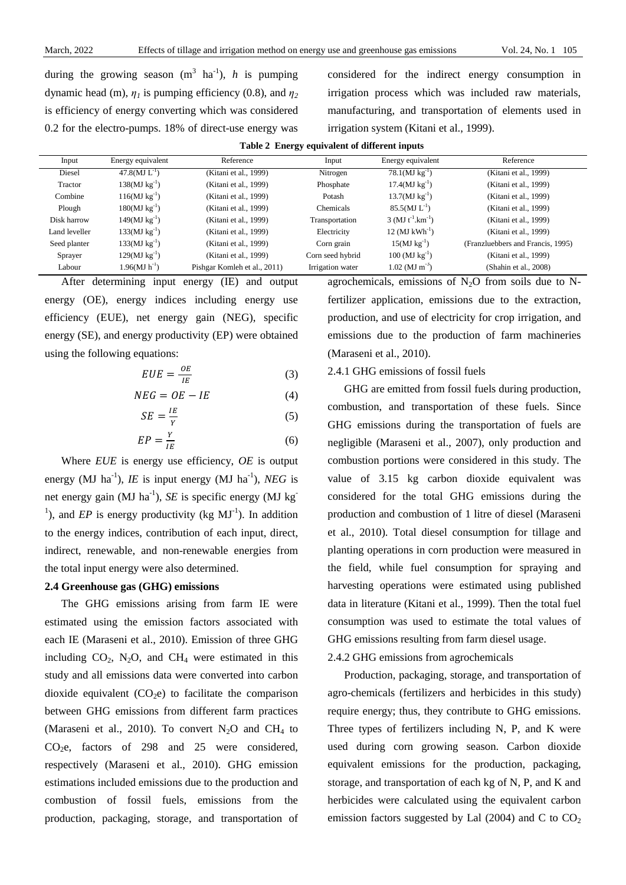during the growing season ($m^3$ $ha^{-1}$), $h$ is pumping dynamic head (m), $\eta_1$ is pumping efficiency (0.8), and $\eta_2$ is efficiency of energy converting which was considered 0.2 for the electro-pumps. 18% of direct-use energy was considered for the indirect energy consumption in irrigation process which was included raw materials, manufacturing, and transportation of elements used in irrigation system (Kitani et al., 1999).

**Table 2 Energy equivalent of different inputs**

| Input | Energy equivalent | Reference | Input | Energy equivalent | Reference |
|---|---|---|---|---|---|
| Diesel | 47.8(MJ $L^{-1}$) | (Kitani et al., 1999) | Nitrogen | 78.1(MJ $kg^{-1}$) | (Kitani et al., 1999) |
| Tractor | 138(MJ $kg^{-1}$) | (Kitani et al., 1999) | Phosphate | 17.4(MJ $kg^{-1}$) | (Kitani et al., 1999) |
| Combine | 116(MJ $kg^{-1}$) | (Kitani et al., 1999) | Potash | 13.7(MJ $kg^{-1}$) | (Kitani et al., 1999) |
| Plough | 180(MJ $kg^{-1}$) | (Kitani et al., 1999) | Chemicals | 85.5(MJ $L^{-1}$) | (Kitani et al., 1999) |
| Disk harrow | 149(MJ $kg^{-1}$) | (Kitani et al., 1999) | Transportation | 3 (MJ $t^{-1}$.$km^{-1}$) | (Kitani et al., 1999) |
| Land leveller | 133(MJ $kg^{-1}$) | (Kitani et al., 1999) | Electricity | 12 (MJ $kWh^{-1}$) | (Kitani et al., 1999) |
| Seed planter | 133(MJ $kg^{-1}$) | (Kitani et al., 1999) | Corn grain | 15(MJ $kg^{-1}$) | (Franzluebbers and Francis, 1995) |
| Sprayer | 129(MJ $kg^{-1}$) | (Kitani et al., 1999) | Corn seed hybrid | 100 (MJ $kg^{-1}$) | (Kitani et al., 1999) |
| Labour | 1.96(MJ $h^{-1}$) | Pishgar Komleh et al., 2011) | Irrigation water | 1.02 (MJ $m^{-3}$) | (Shahin et al., 2008) |

After determining input energy (IE) and output energy (OE), energy indices including energy use efficiency (EUE), net energy gain (NEG), specific energy (SE), and energy productivity (EP) were obtained using the following equations:

$$EUE = \frac{OE}{IE} \tag{3}$$

$$NEG = OE - IE \tag{4}$$

$$SE = \frac{IE}{Y} \tag{5}$$

$$EP = \frac{Y}{IE} \tag{6}$$

Where $EUE$ is energy use efficiency, $OE$ is output energy (MJ $ha^{-1}$), $IE$ is input energy (MJ $ha^{-1}$), $NEG$ is net energy gain (MJ $ha^{-1}$), $SE$ is specific energy (MJ $kg^{-1}$), and $EP$ is energy productivity (kg $MJ^{-1}$). In addition to the energy indices, contribution of each input, direct, indirect, renewable, and non-renewable energies from the total input energy were also determined.

### 2.4 Greenhouse gas (GHG) emissions

The GHG emissions arising from farm IE were estimated using the emission factors associated with each IE (Maraseni et al., 2010). Emission of three GHG including $CO_2$, $N_2O$, and $CH_4$ were estimated in this study and all emissions data were converted into carbon dioxide equivalent ($CO_2e$) to facilitate the comparison between GHG emissions from different farm practices (Maraseni et al., 2010). To convert $N_2O$ and $CH_4$ to $CO_2e$, factors of 298 and 25 were considered, respectively (Maraseni et al., 2010). GHG emission estimations included emissions due to the production and combustion of fossil fuels, emissions from the production, packaging, storage, and transportation of agrochemicals, emissions of $N_2O$ from soils due to N-fertilizer application, emissions due to the extraction, production, and use of electricity for crop irrigation, and emissions due to the production of farm machineries (Maraseni et al., 2010).

#### 2.4.1 GHG emissions of fossil fuels

GHG are emitted from fossil fuels during production, combustion, and transportation of these fuels. Since GHG emissions during the transportation of fuels are negligible (Maraseni et al., 2007), only production and combustion portions were considered in this study. The value of 3.15 kg carbon dioxide equivalent was considered for the total GHG emissions during the production and combustion of 1 litre of diesel (Maraseni et al., 2010). Total diesel consumption for tillage and planting operations in corn production were measured in the field, while fuel consumption for spraying and harvesting operations were estimated using published data in literature (Kitani et al., 1999). Then the total fuel consumption was used to estimate the total values of GHG emissions resulting from farm diesel usage.

#### 2.4.2 GHG emissions from agrochemicals

Production, packaging, storage, and transportation of agro-chemicals (fertilizers and herbicides in this study) require energy; thus, they contribute to GHG emissions. Three types of fertilizers including N, P, and K were used during corn growing season. Carbon dioxide equivalent emissions for the production, packaging, storage, and transportation of each kg of N, P, and K and herbicides were calculated using the equivalent carbon emission factors suggested by Lal (2004) and C to $CO_2$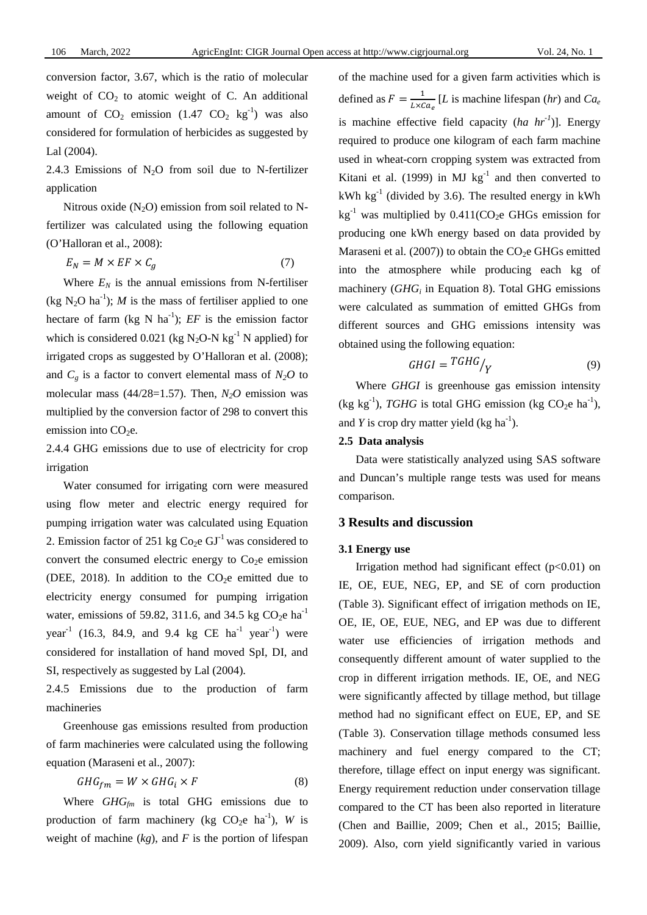conversion factor, 3.67, which is the ratio of molecular weight of $CO_2$ to atomic weight of C. An additional amount of $CO_2$ emission (1.47 $CO_2$ $kg^{-1}$) was also considered for formulation of herbicides as suggested by Lal (2004).

2.4.3 Emissions of $N_2O$ from soil due to N-fertilizer application

Nitrous oxide ($N_2O$) emission from soil related to N-fertilizer was calculated using the following equation (O'Halloran et al., 2008):

$$E_N = M \times EF \times C_g \tag{7}$$

Where $E_N$ is the annual emissions from N-fertiliser (kg $N_2O$ $ha^{-1}$); $M$ is the mass of fertiliser applied to one hectare of farm (kg N $ha^{-1}$); $EF$ is the emission factor which is considered 0.021 (kg $N_2O$-N $kg^{-1}$ N applied) for irrigated crops as suggested by O'Halloran et al. (2008); and $C_g$ is a factor to convert elemental mass of $N_2O$ to molecular mass (44/28=1.57). Then, $N_2O$ emission was multiplied by the conversion factor of 298 to convert this emission into $CO_2$e.

2.4.4 GHG emissions due to use of electricity for crop irrigation

Water consumed for irrigating corn were measured using flow meter and electric energy required for pumping irrigation water was calculated using Equation 2. Emission factor of 251 kg $Co_2$e $GJ^{-1}$ was considered to convert the consumed electric energy to $Co_2$e emission (DEE, 2018). In addition to the $CO_2$e emitted due to electricity energy consumed for pumping irrigation water, emissions of 59.82, 311.6, and 34.5 kg $CO_2$e $ha^{-1}$ $year^{-1}$ (16.3, 84.9, and 9.4 kg CE $ha^{-1}$ $year^{-1}$) were considered for installation of hand moved SpI, DI, and SI, respectively as suggested by Lal (2004).

2.4.5 Emissions due to the production of farm machineries

Greenhouse gas emissions resulted from production of farm machineries were calculated using the following equation (Maraseni et al., 2007):

$$GHG_{fm} = W \times GHG_i \times F \tag{8}$$

Where $GHG_{fm}$ is total GHG emissions due to production of farm machinery (kg $CO_2$e $ha^{-1}$), $W$ is weight of machine (*kg*), and $F$ is the portion of lifespan of the machine used for a given farm activities which is defined as $F = \frac{1}{L \times Ca_e}$ [$L$ is machine lifespan (*hr*) and $Ca_e$ is machine effective field capacity (*ha $hr^{-1}$*)]. Energy required to produce one kilogram of each farm machine used in wheat-corn cropping system was extracted from Kitani et al. (1999) in MJ $kg^{-1}$ and then converted to kWh $kg^{-1}$ (divided by 3.6). The resulted energy in kWh $kg^{-1}$ was multiplied by 0.411($CO_2$e GHGs emission for producing one kWh energy based on data provided by Maraseni et al. (2007)) to obtain the $CO_2$e GHGs emitted into the atmosphere while producing each kg of machinery ($GHG_i$ in Equation 8). Total GHG emissions were calculated as summation of emitted GHGs from different sources and GHG emissions intensity was obtained using the following equation:

$$GHGI = {TGHG}/{Y} \tag{9}$$

Where *GHGI* is greenhouse gas emission intensity (kg $kg^{-1}$), *TGHG* is total GHG emission (kg $CO_2$e $ha^{-1}$), and $Y$ is crop dry matter yield (kg $ha^{-1}$).

### 2.5 Data analysis

Data were statistically analyzed using SAS software and Duncan's multiple range tests was used for means comparison.

## 3 Results and discussion

### 3.1 Energy use

Irrigation method had significant effect ($p<0.01$) on IE, OE, EUE, NEG, EP, and SE of corn production (Table 3). Significant effect of irrigation methods on IE, OE, IE, OE, EUE, NEG, and EP was due to different water use efficiencies of irrigation methods and consequently different amount of water supplied to the crop in different irrigation methods. IE, OE, and NEG were significantly affected by tillage method, but tillage method had no significant effect on EUE, EP, and SE (Table 3). Conservation tillage methods consumed less machinery and fuel energy compared to the CT; therefore, tillage effect on input energy was significant. Energy requirement reduction under conservation tillage compared to the CT has been also reported in literature (Chen and Baillie, 2009; Chen et al., 2015; Baillie, 2009). Also, corn yield significantly varied in various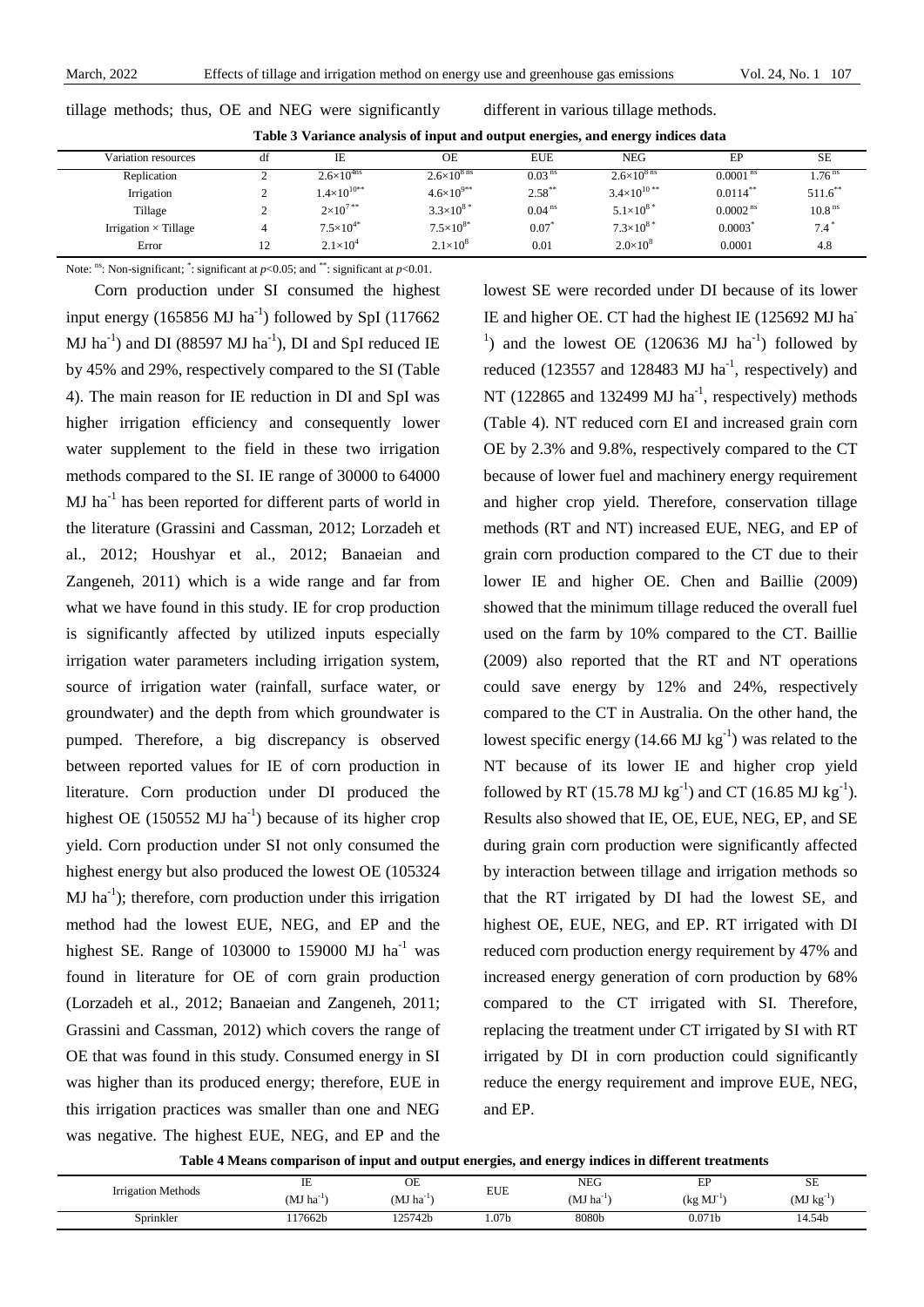tillage methods; thus, OE and NEG were significantly different in various tillage methods.

**Table 3 Variance analysis of input and output energies, and energy indices data**

| Variation resources | df | IE | OE | EUE | NEG | EP | SE |
|---|---|---|---|---|---|---|---|
| Replication | 2 | $2.6\times10^{4ns}$ | $2.6\times10^{8\,ns}$ | $0.03^{ns}$ | $2.6\times10^{8\,ns}$ | $0.0001^{ns}$ | $1.76^{ns}$ |
| Irrigation | 2 | $1.4\times10^{10**}$ | $4.6\times10^{9**}$ | $2.58^{**}$ | $3.4\times10^{10\,**}$ | $0.0114^{**}$ | $511.6^{**}$ |
| Tillage | 2 | $2\times10^{7\,**}$ | $3.3\times10^{8\,*}$ | $0.04^{ns}$ | $5.1\times10^{8\,*}$ | $0.0002^{ns}$ | $10.8^{ns}$ |
| Irrigation × Tillage | 4 | $7.5\times10^{4*}$ | $7.5\times10^{8*}$ | $0.07^{*}$ | $7.3\times10^{8\,*}$ | $0.0003^{*}$ | $7.4^{*}$ |
| Error | 12 | $2.1\times10^{4}$ | $2.1\times10^{8}$ | 0.01 | $2.0\times10^{8}$ | 0.0001 | 4.8 |

Note: $^{ns}$: Non-significant; $^{*}$: significant at $p$<0.05; and $^{**}$: significant at $p$<0.01.

Corn production under SI consumed the highest input energy (165856 MJ ha$^{-1}$) followed by SpI (117662 MJ ha$^{-1}$) and DI (88597 MJ ha$^{-1}$), DI and SpI reduced IE by 45% and 29%, respectively compared to the SI (Table 4). The main reason for IE reduction in DI and SpI was higher irrigation efficiency and consequently lower water supplement to the field in these two irrigation methods compared to the SI. IE range of 30000 to 64000 MJ ha$^{-1}$ has been reported for different parts of world in the literature (Grassini and Cassman, 2012; Lorzadeh et al., 2012; Houshyar et al., 2012; Banaeian and Zangeneh, 2011) which is a wide range and far from what we have found in this study. IE for crop production is significantly affected by utilized inputs especially irrigation water parameters including irrigation system, source of irrigation water (rainfall, surface water, or groundwater) and the depth from which groundwater is pumped. Therefore, a big discrepancy is observed between reported values for IE of corn production in literature. Corn production under DI produced the highest OE (150552 MJ ha$^{-1}$) because of its higher crop yield. Corn production under SI not only consumed the highest energy but also produced the lowest OE (105324 MJ ha$^{-1}$); therefore, corn production under this irrigation method had the lowest EUE, NEG, and EP and the highest SE. Range of 103000 to 159000 MJ ha$^{-1}$ was found in literature for OE of corn grain production (Lorzadeh et al., 2012; Banaeian and Zangeneh, 2011; Grassini and Cassman, 2012) which covers the range of OE that was found in this study. Consumed energy in SI was higher than its produced energy; therefore, EUE in this irrigation practices was smaller than one and NEG was negative. The highest EUE, NEG, and EP and the lowest SE were recorded under DI because of its lower IE and higher OE. CT had the highest IE (125692 MJ ha$^{-1}$) and the lowest OE (120636 MJ ha$^{-1}$) followed by reduced (123557 and 128483 MJ ha$^{-1}$, respectively) and NT (122865 and 132499 MJ ha$^{-1}$, respectively) methods (Table 4). NT reduced corn EI and increased grain corn OE by 2.3% and 9.8%, respectively compared to the CT because of lower fuel and machinery energy requirement and higher crop yield. Therefore, conservation tillage methods (RT and NT) increased EUE, NEG, and EP of grain corn production compared to the CT due to their lower IE and higher OE. Chen and Baillie (2009) showed that the minimum tillage reduced the overall fuel used on the farm by 10% compared to the CT. Baillie (2009) also reported that the RT and NT operations could save energy by 12% and 24%, respectively compared to the CT in Australia. On the other hand, the lowest specific energy (14.66 MJ kg$^{-1}$) was related to the NT because of its lower IE and higher crop yield followed by RT (15.78 MJ kg$^{-1}$) and CT (16.85 MJ kg$^{-1}$). Results also showed that IE, OE, EUE, NEG, EP, and SE during grain corn production were significantly affected by interaction between tillage and irrigation methods so that the RT irrigated by DI had the lowest SE, and highest OE, EUE, NEG, and EP. RT irrigated with DI reduced corn production energy requirement by 47% and increased energy generation of corn production by 68% compared to the CT irrigated with SI. Therefore, replacing the treatment under CT irrigated by SI with RT irrigated by DI in corn production could significantly reduce the energy requirement and improve EUE, NEG, and EP.

**Table 4 Means comparison of input and output energies, and energy indices in different treatments**

| Irrigation Methods | IE (MJ ha$^{-1}$) | OE (MJ ha$^{-1}$) | EUE | NEG (MJ ha$^{-1}$) | EP (kg MJ$^{-1}$) | SE (MJ kg$^{-1}$) |
|---|---|---|---|---|---|---|
| Sprinkler | 117662b | 125742b | 1.07b | 8080b | 0.071b | 14.54b |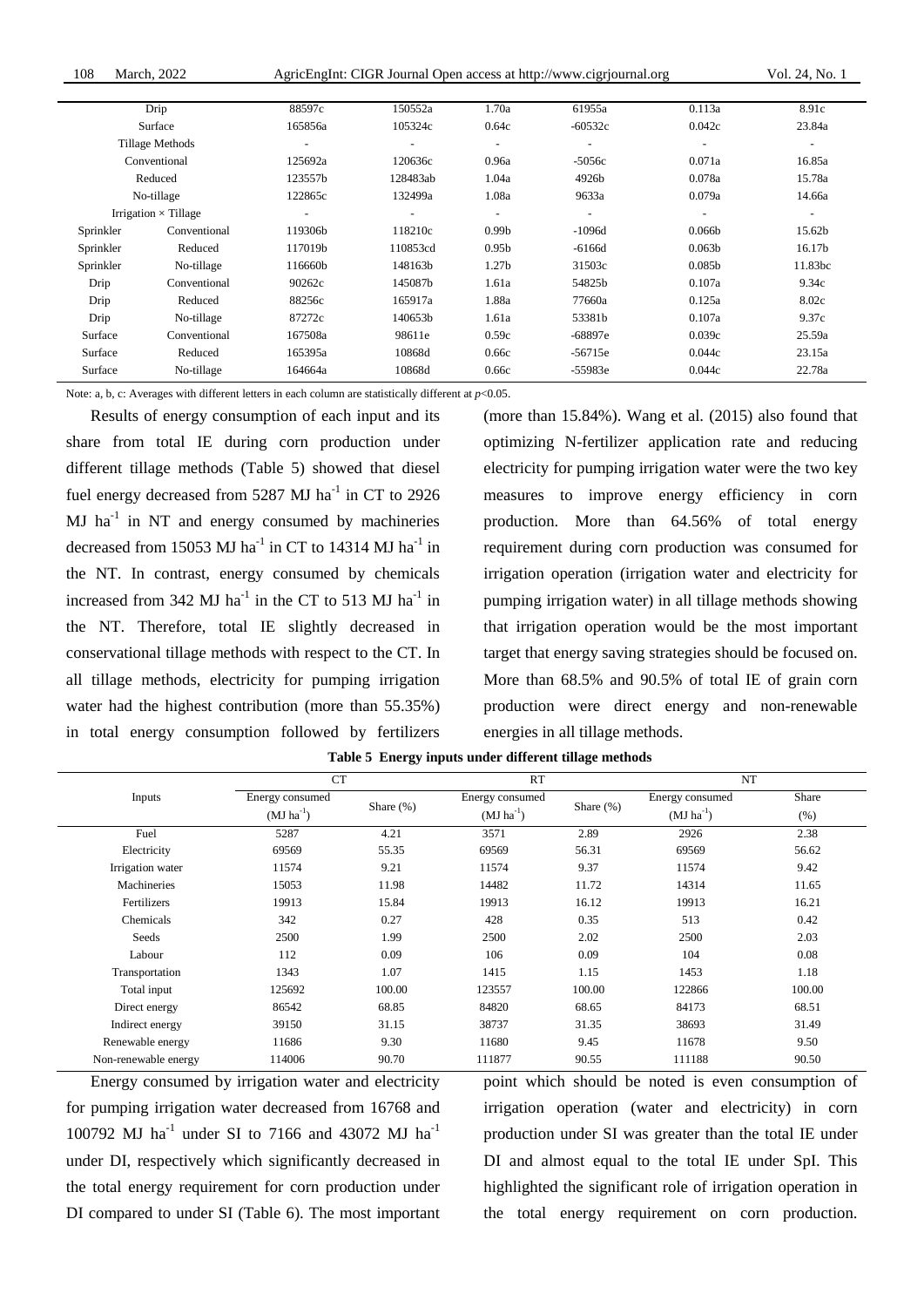| | | | | | | | |
|---|---|---|---|---|---|---|---|
| Drip | | 88597c | 150552a | 1.70a | 61955a | 0.113a | 8.91c |
| Surface | | 165856a | 105324c | 0.64c | -60532c | 0.042c | 23.84a |
| Tillage Methods | | - | - | - | - | - | - |
| Conventional | | 125692a | 120636c | 0.96a | -5056c | 0.071a | 16.85a |
| Reduced | | 123557b | 128483ab | 1.04a | 4926b | 0.078a | 15.78a |
| No-tillage | | 122865c | 132499a | 1.08a | 9633a | 0.079a | 14.66a |
| Irrigation × Tillage | | - | - | - | - | - | - |
| Sprinkler | Conventional | 119306b | 118210c | 0.99b | -1096d | 0.066b | 15.62b |
| Sprinkler | Reduced | 117019b | 110853cd | 0.95b | -6166d | 0.063b | 16.17b |
| Sprinkler | No-tillage | 116660b | 148163b | 1.27b | 31503c | 0.085b | 11.83bc |
| Drip | Conventional | 90262c | 145087b | 1.61a | 54825b | 0.107a | 9.34c |
| Drip | Reduced | 88256c | 165917a | 1.88a | 77660a | 0.125a | 8.02c |
| Drip | No-tillage | 87272c | 140653b | 1.61a | 53381b | 0.107a | 9.37c |
| Surface | Conventional | 167508a | 98611e | 0.59c | -68897e | 0.039c | 25.59a |
| Surface | Reduced | 165395a | 10868d | 0.66c | -56715e | 0.044c | 23.15a |
| Surface | No-tillage | 164664a | 10868d | 0.66c | -55983e | 0.044c | 22.78a |

Note: a, b, c: Averages with different letters in each column are statistically different at $p$<0.05.

Results of energy consumption of each input and its share from total IE during corn production under different tillage methods (Table 5) showed that diesel fuel energy decreased from 5287 MJ $ha^{-1}$ in CT to 2926 MJ $ha^{-1}$ in NT and energy consumed by machineries decreased from 15053 MJ $ha^{-1}$ in CT to 14314 MJ $ha^{-1}$ in the NT. In contrast, energy consumed by chemicals increased from 342 MJ $ha^{-1}$ in the CT to 513 MJ $ha^{-1}$ in the NT. Therefore, total IE slightly decreased in conservational tillage methods with respect to the CT. In all tillage methods, electricity for pumping irrigation water had the highest contribution (more than 55.35%) in total energy consumption followed by fertilizers (more than 15.84%). Wang et al. (2015) also found that optimizing N-fertilizer application rate and reducing electricity for pumping irrigation water were the two key measures to improve energy efficiency in corn production. More than 64.56% of total energy requirement during corn production was consumed for irrigation operation (irrigation water and electricity for pumping irrigation water) in all tillage methods showing that irrigation operation would be the most important target that energy saving strategies should be focused on. More than 68.5% and 90.5% of total IE of grain corn production were direct energy and non-renewable energies in all tillage methods.

**Table 5 Energy inputs under different tillage methods**

| Inputs | CT | | RT | | NT | |
|---|---|---|---|---|---|---|
| | Energy consumed (MJ $ha^{-1}$) | Share (%) | Energy consumed (MJ $ha^{-1}$) | Share (%) | Energy consumed (MJ $ha^{-1}$) | Share (%) |
| Fuel | 5287 | 4.21 | 3571 | 2.89 | 2926 | 2.38 |
| Electricity | 69569 | 55.35 | 69569 | 56.31 | 69569 | 56.62 |
| Irrigation water | 11574 | 9.21 | 11574 | 9.37 | 11574 | 9.42 |
| Machineries | 15053 | 11.98 | 14482 | 11.72 | 14314 | 11.65 |
| Fertilizers | 19913 | 15.84 | 19913 | 16.12 | 19913 | 16.21 |
| Chemicals | 342 | 0.27 | 428 | 0.35 | 513 | 0.42 |
| Seeds | 2500 | 1.99 | 2500 | 2.02 | 2500 | 2.03 |
| Labour | 112 | 0.09 | 106 | 0.09 | 104 | 0.08 |
| Transportation | 1343 | 1.07 | 1415 | 1.15 | 1453 | 1.18 |
| Total input | 125692 | 100.00 | 123557 | 100.00 | 122866 | 100.00 |
| Direct energy | 86542 | 68.85 | 84820 | 68.65 | 84173 | 68.51 |
| Indirect energy | 39150 | 31.15 | 38737 | 31.35 | 38693 | 31.49 |
| Renewable energy | 11686 | 9.30 | 11680 | 9.45 | 11678 | 9.50 |
| Non-renewable energy | 114006 | 90.70 | 111877 | 90.55 | 111188 | 90.50 |

Energy consumed by irrigation water and electricity for pumping irrigation water decreased from 16768 and 100792 MJ $ha^{-1}$ under SI to 7166 and 43072 MJ $ha^{-1}$ under DI, respectively which significantly decreased in the total energy requirement for corn production under DI compared to under SI (Table 6). The most important point which should be noted is even consumption of irrigation operation (water and electricity) in corn production under SI was greater than the total IE under DI and almost equal to the total IE under SpI. This highlighted the significant role of irrigation operation in the total energy requirement on corn production.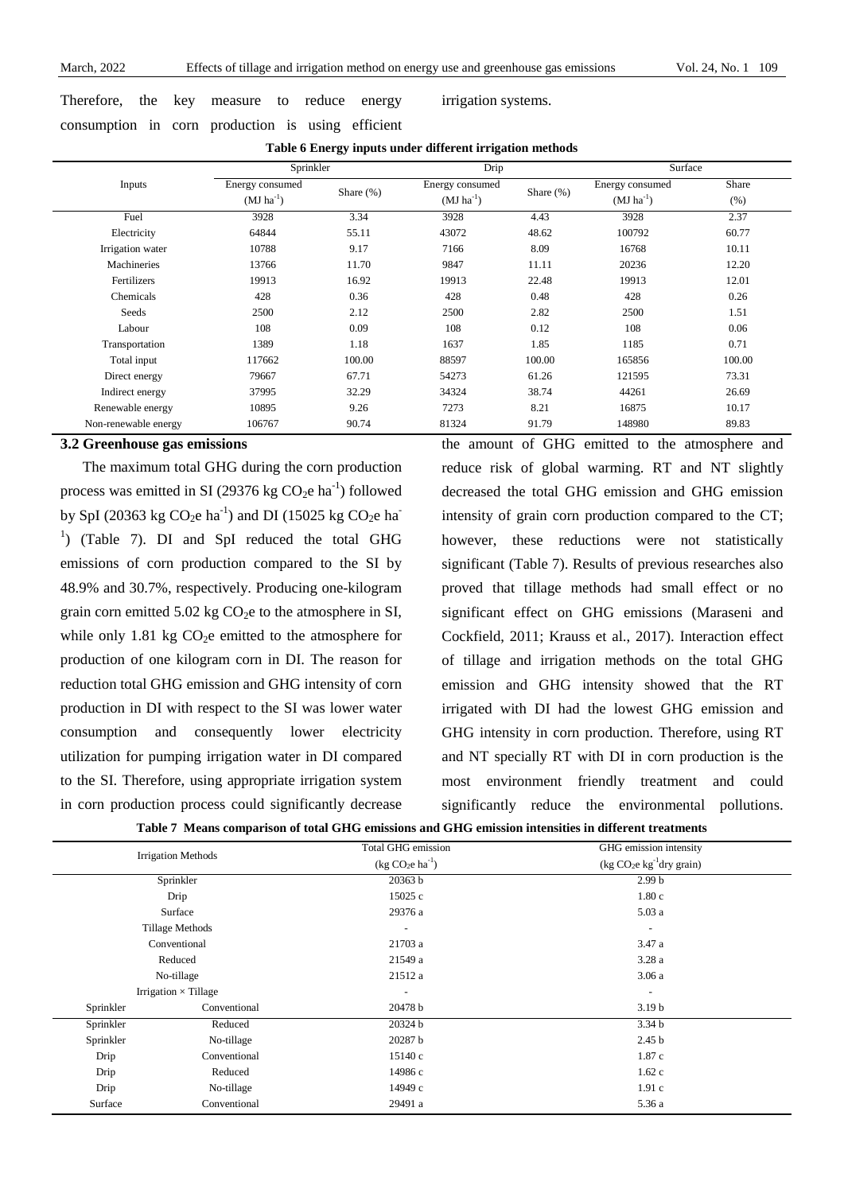Therefore, the key measure to reduce energy consumption in corn production is using efficient irrigation systems.

**Table 6 Energy inputs under different irrigation methods**

| Inputs | Sprinkler | | Drip | | Surface | |
|---|---|---|---|---|---|---|
| | Energy consumed ($MJ\ ha^{-1}$) | Share (%) | Energy consumed ($MJ\ ha^{-1}$) | Share (%) | Energy consumed ($MJ\ ha^{-1}$) | Share (%) |
| Fuel | 3928 | 3.34 | 3928 | 4.43 | 3928 | 2.37 |
| Electricity | 64844 | 55.11 | 43072 | 48.62 | 100792 | 60.77 |
| Irrigation water | 10788 | 9.17 | 7166 | 8.09 | 16768 | 10.11 |
| Machineries | 13766 | 11.70 | 9847 | 11.11 | 20236 | 12.20 |
| Fertilizers | 19913 | 16.92 | 19913 | 22.48 | 19913 | 12.01 |
| Chemicals | 428 | 0.36 | 428 | 0.48 | 428 | 0.26 |
| Seeds | 2500 | 2.12 | 2500 | 2.82 | 2500 | 1.51 |
| Labour | 108 | 0.09 | 108 | 0.12 | 108 | 0.06 |
| Transportation | 1389 | 1.18 | 1637 | 1.85 | 1185 | 0.71 |
| Total input | 117662 | 100.00 | 88597 | 100.00 | 165856 | 100.00 |
| Direct energy | 79667 | 67.71 | 54273 | 61.26 | 121595 | 73.31 |
| Indirect energy | 37995 | 32.29 | 34324 | 38.74 | 44261 | 26.69 |
| Renewable energy | 10895 | 9.26 | 7273 | 8.21 | 16875 | 10.17 |
| Non-renewable energy | 106767 | 90.74 | 81324 | 91.79 | 148980 | 89.83 |

### 3.2 Greenhouse gas emissions

The maximum total GHG during the corn production process was emitted in SI (29376 kg $CO_2e\ ha^{-1}$) followed by SpI (20363 kg $CO_2e\ ha^{-1}$) and DI (15025 kg $CO_2e\ ha^{-1}$) (Table 7). DI and SpI reduced the total GHG emissions of corn production compared to the SI by 48.9% and 30.7%, respectively. Producing one-kilogram grain corn emitted 5.02 kg $CO_2e$ to the atmosphere in SI, while only 1.81 kg $CO_2e$ emitted to the atmosphere for production of one kilogram corn in DI. The reason for reduction total GHG emission and GHG intensity of corn production in DI with respect to the SI was lower water consumption and consequently lower electricity utilization for pumping irrigation water in DI compared to the SI. Therefore, using appropriate irrigation system in corn production process could significantly decrease the amount of GHG emitted to the atmosphere and reduce risk of global warming. RT and NT slightly decreased the total GHG emission and GHG emission intensity of grain corn production compared to the CT; however, these reductions were not statistically significant (Table 7). Results of previous researches also proved that tillage methods had small effect or no significant effect on GHG emissions (Maraseni and Cockfield, 2011; Krauss et al., 2017). Interaction effect of tillage and irrigation methods on the total GHG emission and GHG intensity showed that the RT irrigated with DI had the lowest GHG emission and GHG intensity in corn production. Therefore, using RT and NT specially RT with DI in corn production is the most environment friendly treatment and could significantly reduce the environmental pollutions.

**Table 7 Means comparison of total GHG emissions and GHG emission intensities in different treatments**

| Irrigation Methods | | Total GHG emission ($kg\ CO_2e\ ha^{-1}$) | GHG emission intensity ($kg\ CO_2e\ kg^{-1}$dry grain) |
|---|---|---|---|
| Sprinkler | | 20363 b | 2.99 b |
| Drip | | 15025 c | 1.80 c |
| Surface | | 29376 a | 5.03 a |
| Tillage Methods | | - | - |
| Conventional | | 21703 a | 3.47 a |
| Reduced | | 21549 a | 3.28 a |
| No-tillage | | 21512 a | 3.06 a |
| Irrigation × Tillage | | - | - |
| Sprinkler | Conventional | 20478 b | 3.19 b |
| Sprinkler | Reduced | 20324 b | 3.34 b |
| Sprinkler | No-tillage | 20287 b | 2.45 b |
| Drip | Conventional | 15140 c | 1.87 c |
| Drip | Reduced | 14986 c | 1.62 c |
| Drip | No-tillage | 14949 c | 1.91 c |
| Surface | Conventional | 29491 a | 5.36 a |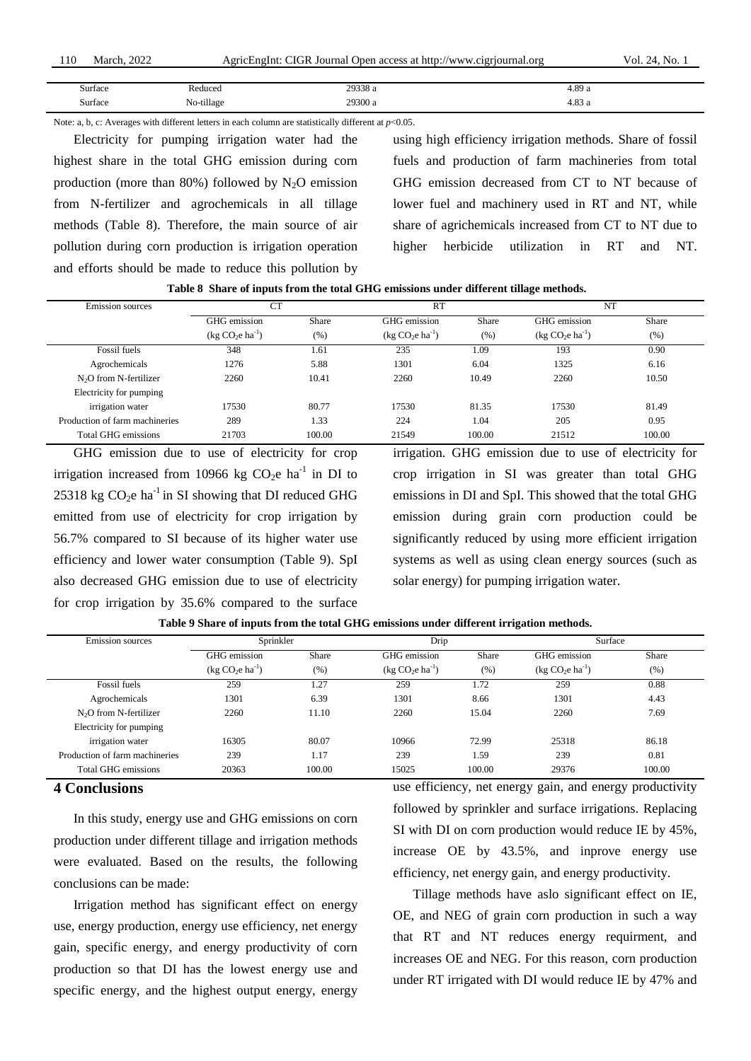| Surface | Reduced | 29338 a | 4.89 a |
|---|---|---|---|
| Surface | No-tillage | 29300 a | 4.83 a |

Note: a, b, c: Averages with different letters in each column are statistically different at $p$<0.05.

Electricity for pumping irrigation water had the highest share in the total GHG emission during corn production (more than 80%) followed by $N_2O$ emission from N-fertilizer and agrochemicals in all tillage methods (Table 8). Therefore, the main source of air pollution during corn production is irrigation operation and efforts should be made to reduce this pollution by using high efficiency irrigation methods. Share of fossil fuels and production of farm machineries from total GHG emission decreased from CT to NT because of lower fuel and machinery used in RT and NT, while share of agrichemicals increased from CT to NT due to higher herbicide utilization in RT and NT.

**Table 8 Share of inputs from the total GHG emissions under different tillage methods.**

| Emission sources | CT | | RT | | NT | |
|---|---|---|---|---|---|---|
| | GHG emission ($kg\ CO_2e\ ha^{-1}$) | Share (%) | GHG emission ($kg\ CO_2e\ ha^{-1}$) | Share (%) | GHG emission ($kg\ CO_2e\ ha^{-1}$) | Share (%) |
| Fossil fuels | 348 | 1.61 | 235 | 1.09 | 193 | 0.90 |
| Agrochemicals | 1276 | 5.88 | 1301 | 6.04 | 1325 | 6.16 |
| $N_2O$ from N-fertilizer | 2260 | 10.41 | 2260 | 10.49 | 2260 | 10.50 |
| Electricity for pumping irrigation water | 17530 | 80.77 | 17530 | 81.35 | 17530 | 81.49 |
| Production of farm machineries | 289 | 1.33 | 224 | 1.04 | 205 | 0.95 |
| Total GHG emissions | 21703 | 100.00 | 21549 | 100.00 | 21512 | 100.00 |

GHG emission due to use of electricity for crop irrigation increased from 10966 kg $CO_2$e ha$^{-1}$ in DI to 25318 kg $CO_2$e ha$^{-1}$ in SI showing that DI reduced GHG emitted from use of electricity for crop irrigation by 56.7% compared to SI because of its higher water use efficiency and lower water consumption (Table 9). SpI also decreased GHG emission due to use of electricity for crop irrigation by 35.6% compared to the surface irrigation. GHG emission due to use of electricity for crop irrigation in SI was greater than total GHG emissions in DI and SpI. This showed that the total GHG emission during grain corn production could be significantly reduced by using more efficient irrigation systems as well as using clean energy sources (such as solar energy) for pumping irrigation water.

**Table 9 Share of inputs from the total GHG emissions under different irrigation methods.**

| Emission sources | Sprinkler | | Drip | | Surface | |
|---|---|---|---|---|---|---|
| | GHG emission ($kg\ CO_2e\ ha^{-1}$) | Share (%) | GHG emission ($kg\ CO_2e\ ha^{-1}$) | Share (%) | GHG emission ($kg\ CO_2e\ ha^{-1}$) | Share (%) |
| Fossil fuels | 259 | 1.27 | 259 | 1.72 | 259 | 0.88 |
| Agrochemicals | 1301 | 6.39 | 1301 | 8.66 | 1301 | 4.43 |
| $N_2O$ from N-fertilizer | 2260 | 11.10 | 2260 | 15.04 | 2260 | 7.69 |
| Electricity for pumping irrigation water | 16305 | 80.07 | 10966 | 72.99 | 25318 | 86.18 |
| Production of farm machineries | 239 | 1.17 | 239 | 1.59 | 239 | 0.81 |
| Total GHG emissions | 20363 | 100.00 | 15025 | 100.00 | 29376 | 100.00 |

## 4 Conclusions

In this study, energy use and GHG emissions on corn production under different tillage and irrigation methods were evaluated. Based on the results, the following conclusions can be made:

Irrigation method has significant effect on energy use, energy production, energy use efficiency, net energy gain, specific energy, and energy productivity of corn production so that DI has the lowest energy use and specific energy, and the highest output energy, energy use efficiency, net energy gain, and energy productivity followed by sprinkler and surface irrigations. Replacing SI with DI on corn production would reduce IE by 45%, increase OE by 43.5%, and inprove energy use efficiency, net energy gain, and energy productivity.

Tillage methods have aslo significant effect on IE, OE, and NEG of grain corn production in such a way that RT and NT reduces energy requirment, and increases OE and NEG. For this reason, corn production under RT irrigated with DI would reduce IE by 47% and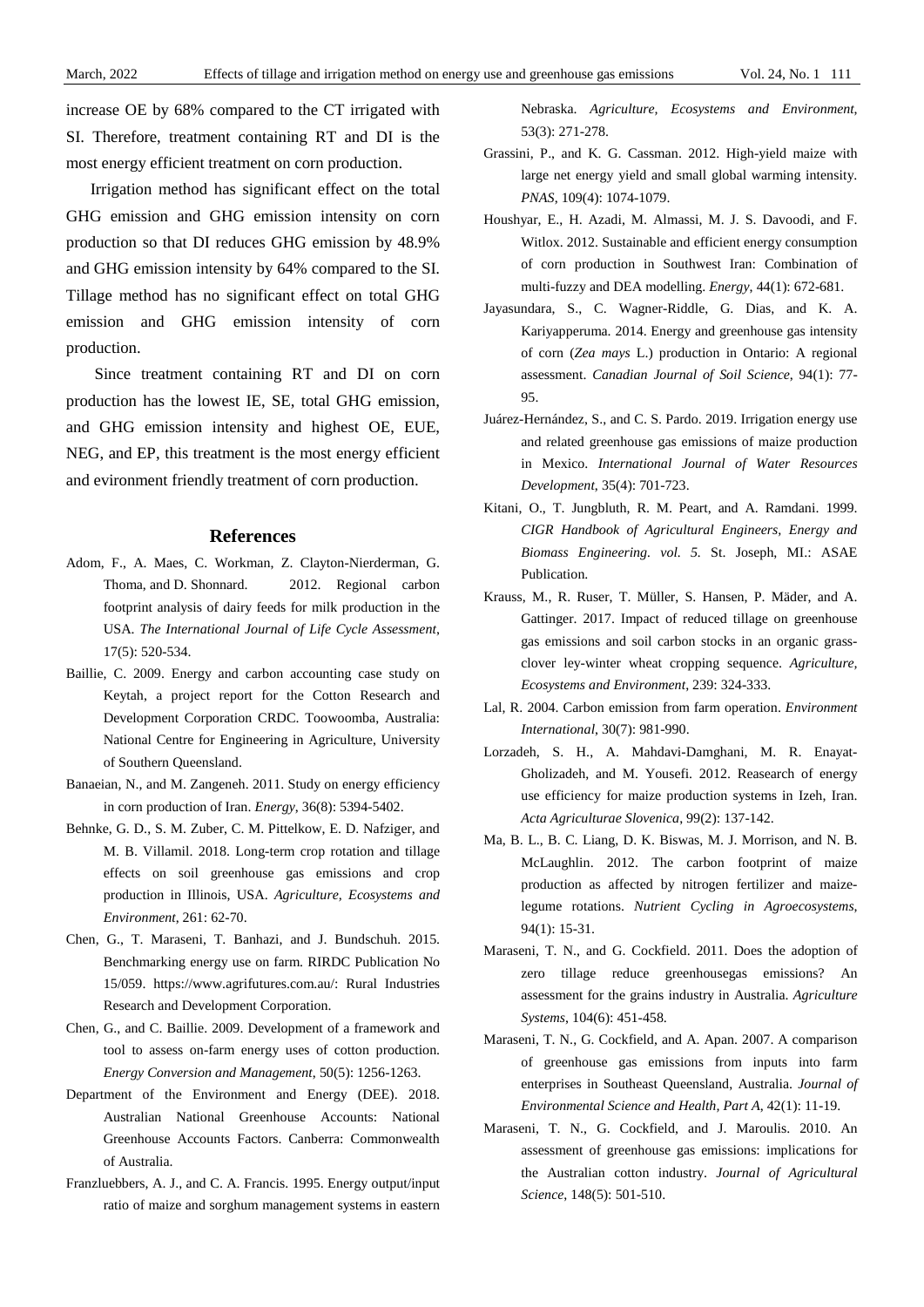increase OE by 68% compared to the CT irrigated with SI. Therefore, treatment containing RT and DI is the most energy efficient treatment on corn production.

Irrigation method has significant effect on the total GHG emission and GHG emission intensity on corn production so that DI reduces GHG emission by 48.9% and GHG emission intensity by 64% compared to the SI. Tillage method has no significant effect on total GHG emission and GHG emission intensity of corn production.

Since treatment containing RT and DI on corn production has the lowest IE, SE, total GHG emission, and GHG emission intensity and highest OE, EUE, NEG, and EP, this treatment is the most energy efficient and evironment friendly treatment of corn production.

## References

Adom, F., A. Maes, C. Workman, Z. Clayton-Nierderman, G. Thoma, and D. Shonnard. 2012. Regional carbon footprint analysis of dairy feeds for milk production in the USA. *The International Journal of Life Cycle Assessment*, 17(5): 520-534.

Baillie, C. 2009. Energy and carbon accounting case study on Keytah, a project report for the Cotton Research and Development Corporation CRDC. Toowoomba, Australia: National Centre for Engineering in Agriculture, University of Southern Queensland.

Banaeian, N., and M. Zangeneh. 2011. Study on energy efficiency in corn production of Iran. *Energy*, 36(8): 5394-5402.

Behnke, G. D., S. M. Zuber, C. M. Pittelkow, E. D. Nafziger, and M. B. Villamil. 2018. Long-term crop rotation and tillage effects on soil greenhouse gas emissions and crop production in Illinois, USA. *Agriculture, Ecosystems and Environment*, 261: 62-70.

Chen, G., T. Maraseni, T. Banhazi, and J. Bundschuh. 2015. Benchmarking energy use on farm. RIRDC Publication No 15/059. https://www.agrifutures.com.au/: Rural Industries Research and Development Corporation.

Chen, G., and C. Baillie. 2009. Development of a framework and tool to assess on-farm energy uses of cotton production. *Energy Conversion and Management*, 50(5): 1256-1263.

Department of the Environment and Energy (DEE). 2018. Australian National Greenhouse Accounts: National Greenhouse Accounts Factors. Canberra: Commonwealth of Australia.

Franzluebbers, A. J., and C. A. Francis. 1995. Energy output/input ratio of maize and sorghum management systems in eastern Nebraska. *Agriculture, Ecosystems and Environment*, 53(3): 271-278.

Grassini, P., and K. G. Cassman. 2012. High-yield maize with large net energy yield and small global warming intensity. *PNAS*, 109(4): 1074-1079.

Houshyar, E., H. Azadi, M. Almassi, M. J. S. Davoodi, and F. Witlox. 2012. Sustainable and efficient energy consumption of corn production in Southwest Iran: Combination of multi-fuzzy and DEA modelling. *Energy*, 44(1): 672-681.

Jayasundara, S., C. Wagner-Riddle, G. Dias, and K. A. Kariyapperuma. 2014. Energy and greenhouse gas intensity of corn (*Zea mays* L.) production in Ontario: A regional assessment. *Canadian Journal of Soil Science*, 94(1): 77-95.

Juárez-Hernández, S., and C. S. Pardo. 2019. Irrigation energy use and related greenhouse gas emissions of maize production in Mexico. *International Journal of Water Resources Development*, 35(4): 701-723.

Kitani, O., T. Jungbluth, R. M. Peart, and A. Ramdani. 1999. *CIGR Handbook of Agricultural Engineers, Energy and Biomass Engineering. vol. 5.* St. Joseph, MI.: ASAE Publication.

Krauss, M., R. Ruser, T. Müller, S. Hansen, P. Mäder, and A. Gattinger. 2017. Impact of reduced tillage on greenhouse gas emissions and soil carbon stocks in an organic grass-clover ley-winter wheat cropping sequence. *Agriculture, Ecosystems and Environment*, 239: 324-333.

Lal, R. 2004. Carbon emission from farm operation. *Environment International*, 30(7): 981-990.

Lorzadeh, S. H., A. Mahdavi-Damghani, M. R. Enayat-Gholizadeh, and M. Yousefi. 2012. Reasearch of energy use efficiency for maize production systems in Izeh, Iran. *Acta Agriculturae Slovenica*, 99(2): 137-142.

Ma, B. L., B. C. Liang, D. K. Biswas, M. J. Morrison, and N. B. McLaughlin. 2012. The carbon footprint of maize production as affected by nitrogen fertilizer and maize-legume rotations. *Nutrient Cycling in Agroecosystems*, 94(1): 15-31.

Maraseni, T. N., and G. Cockfield. 2011. Does the adoption of zero tillage reduce greenhousegas emissions? An assessment for the grains industry in Australia. *Agriculture Systems*, 104(6): 451-458.

Maraseni, T. N., G. Cockfield, and A. Apan. 2007. A comparison of greenhouse gas emissions from inputs into farm enterprises in Southeast Queensland, Australia. *Journal of Environmental Science and Health, Part A*, 42(1): 11-19.

Maraseni, T. N., G. Cockfield, and J. Maroulis. 2010. An assessment of greenhouse gas emissions: implications for the Australian cotton industry. *Journal of Agricultural Science*, 148(5): 501-510.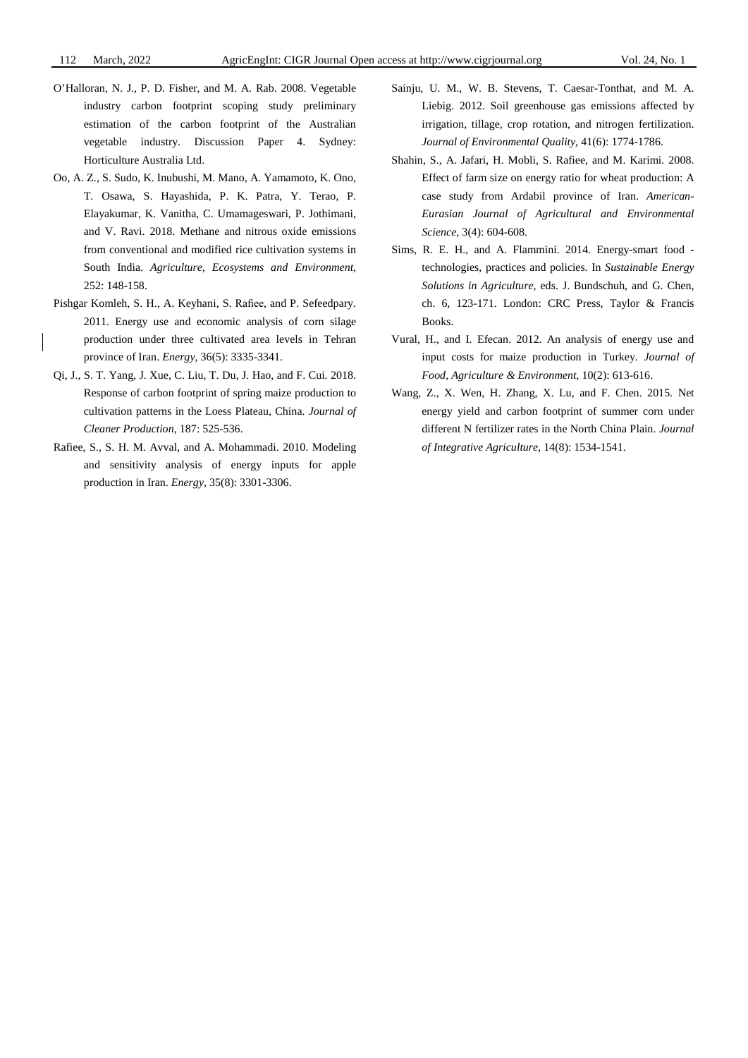O'Halloran, N. J., P. D. Fisher, and M. A. Rab. 2008. Vegetable industry carbon footprint scoping study preliminary estimation of the carbon footprint of the Australian vegetable industry. Discussion Paper 4. Sydney: Horticulture Australia Ltd.

Oo, A. Z., S. Sudo, K. Inubushi, M. Mano, A. Yamamoto, K. Ono, T. Osawa, S. Hayashida, P. K. Patra, Y. Terao, P. Elayakumar, K. Vanitha, C. Umamageswari, P. Jothimani, and V. Ravi. 2018. Methane and nitrous oxide emissions from conventional and modified rice cultivation systems in South India. *Agriculture, Ecosystems and Environment*, 252: 148-158.

Pishgar Komleh, S. H., A. Keyhani, S. Rafiee, and P. Sefeedpary. 2011. Energy use and economic analysis of corn silage production under three cultivated area levels in Tehran province of Iran. *Energy*, 36(5): 3335-3341.

Qi, J., S. T. Yang, J. Xue, C. Liu, T. Du, J. Hao, and F. Cui. 2018. Response of carbon footprint of spring maize production to cultivation patterns in the Loess Plateau, China. *Journal of Cleaner Production*, 187: 525-536.

Rafiee, S., S. H. M. Avval, and A. Mohammadi. 2010. Modeling and sensitivity analysis of energy inputs for apple production in Iran. *Energy*, 35(8): 3301-3306.

Sainju, U. M., W. B. Stevens, T. Caesar-Tonthat, and M. A. Liebig. 2012. Soil greenhouse gas emissions affected by irrigation, tillage, crop rotation, and nitrogen fertilization. *Journal of Environmental Quality*, 41(6): 1774-1786.

Shahin, S., A. Jafari, H. Mobli, S. Rafiee, and M. Karimi. 2008. Effect of farm size on energy ratio for wheat production: A case study from Ardabil province of Iran. *American-Eurasian Journal of Agricultural and Environmental Science*, 3(4): 604-608.

Sims, R. E. H., and A. Flammini. 2014. Energy-smart food - technologies, practices and policies. In *Sustainable Energy Solutions in Agriculture*, eds. J. Bundschuh, and G. Chen, ch. 6, 123-171. London: CRC Press, Taylor & Francis Books.

Vural, H., and I. Efecan. 2012. An analysis of energy use and input costs for maize production in Turkey. *Journal of Food, Agriculture & Environment*, 10(2): 613-616.

Wang, Z., X. Wen, H. Zhang, X. Lu, and F. Chen. 2015. Net energy yield and carbon footprint of summer corn under different N fertilizer rates in the North China Plain. *Journal of Integrative Agriculture*, 14(8): 1534-1541.